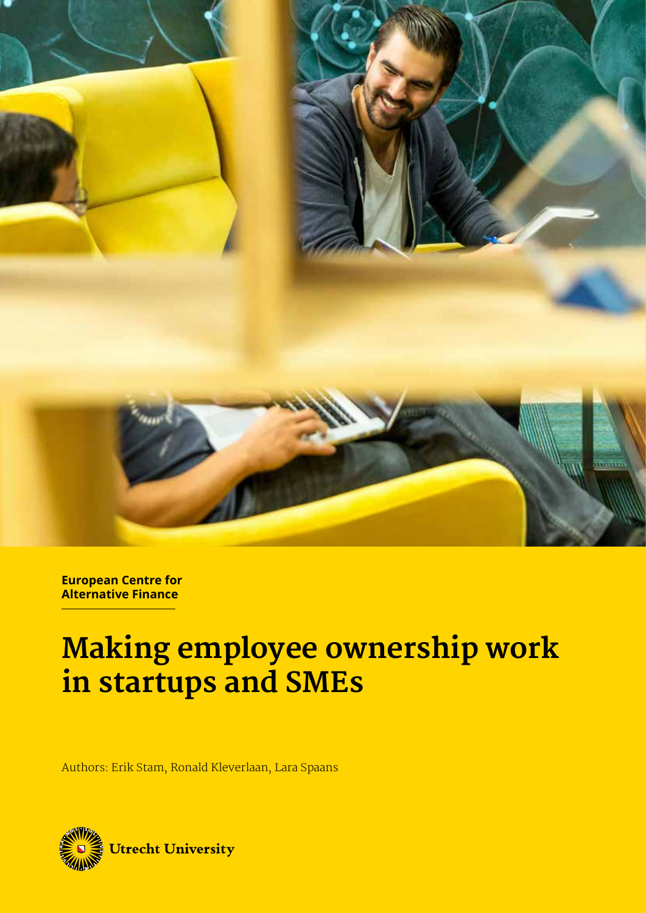**European Centre for Alternative Finance**

# Making employee ownership work in startups and SMEs

Authors: Erik Stam, Ronald Kleverlaan, Lara Spaans

Utrecht University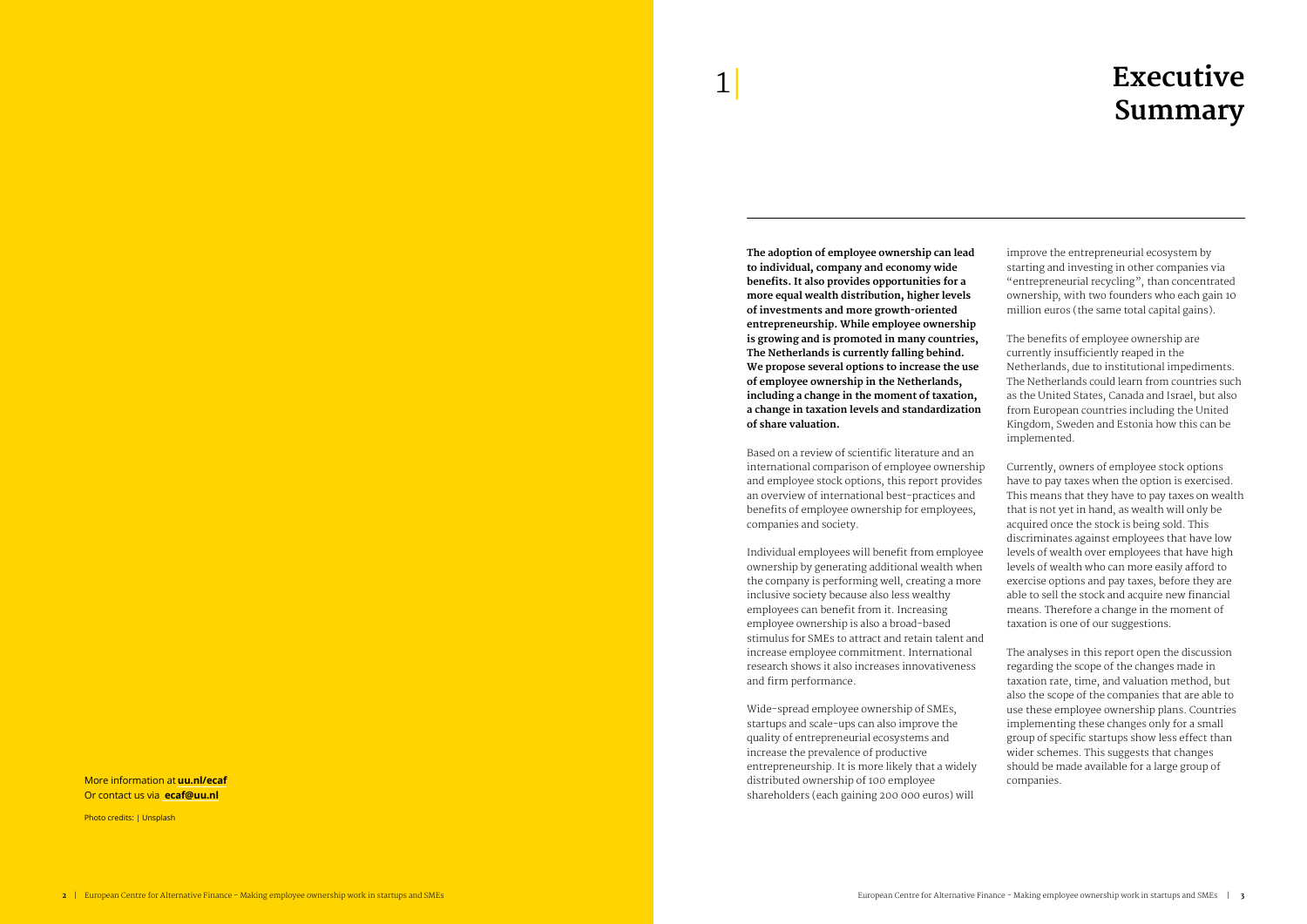More information at **uu.nl/ecaf**
Or contact us via **ecaf@uu.nl**

Photo credits: | Unsplash

# 1 | Executive Summary

**The adoption of employee ownership can lead to individual, company and economy wide benefits. It also provides opportunities for a more equal wealth distribution, higher levels of investments and more growth-oriented entrepreneurship. While employee ownership is growing and is promoted in many countries, The Netherlands is currently falling behind. We propose several options to increase the use of employee ownership in the Netherlands, including a change in the moment of taxation, a change in taxation levels and standardization of share valuation.**

Based on a review of scientific literature and an international comparison of employee ownership and employee stock options, this report provides an overview of international best-practices and benefits of employee ownership for employees, companies and society.

Individual employees will benefit from employee ownership by generating additional wealth when the company is performing well, creating a more inclusive society because also less wealthy employees can benefit from it. Increasing employee ownership is also a broad-based stimulus for SMEs to attract and retain talent and increase employee commitment. International research shows it also increases innovativeness and firm performance.

Wide-spread employee ownership of SMEs, startups and scale-ups can also improve the quality of entrepreneurial ecosystems and increase the prevalence of productive entrepreneurship. It is more likely that a widely distributed ownership of 100 employee shareholders (each gaining 200 000 euros) will improve the entrepreneurial ecosystem by starting and investing in other companies via "entrepreneurial recycling", than concentrated ownership, with two founders who each gain 10 million euros (the same total capital gains).

The benefits of employee ownership are currently insufficiently reaped in the Netherlands, due to institutional impediments. The Netherlands could learn from countries such as the United States, Canada and Israel, but also from European countries including the United Kingdom, Sweden and Estonia how this can be implemented.

Currently, owners of employee stock options have to pay taxes when the option is exercised. This means that they have to pay taxes on wealth that is not yet in hand, as wealth will only be acquired once the stock is being sold. This discriminates against employees that have low levels of wealth over employees that have high levels of wealth who can more easily afford to exercise options and pay taxes, before they are able to sell the stock and acquire new financial means. Therefore a change in the moment of taxation is one of our suggestions.

The analyses in this report open the discussion regarding the scope of the changes made in taxation rate, time, and valuation method, but also the scope of the companies that are able to use these employee ownership plans. Countries implementing these changes only for a small group of specific startups show less effect than wider schemes. This suggests that changes should be made available for a large group of companies.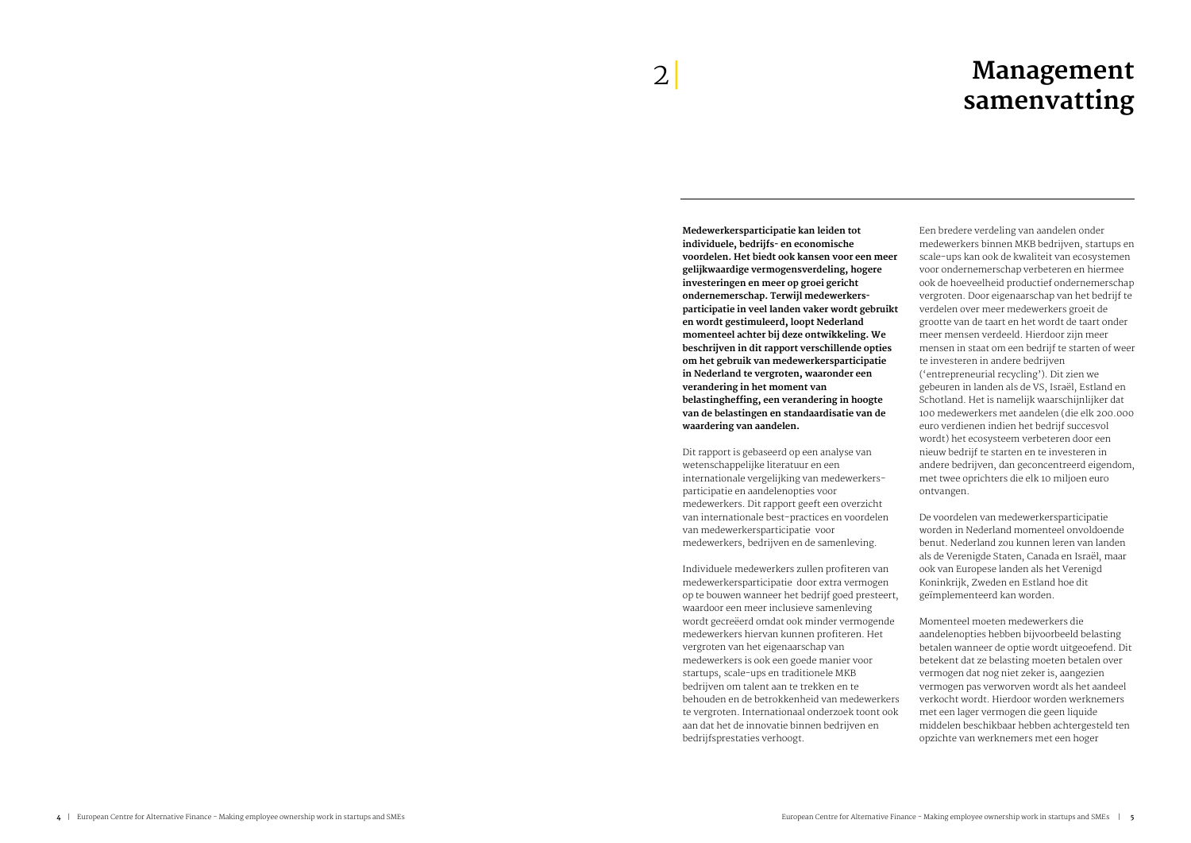# 2 Management samenvatting

**Medewerkersparticipatie kan leiden tot individuele, bedrijfs- en economische voordelen. Het biedt ook kansen voor een meer gelijkwaardige vermogensverdeling, hogere investeringen en meer op groei gericht ondernemerschap. Terwijl medewerkers-participatie in veel landen vaker wordt gebruikt en wordt gestimuleerd, loopt Nederland momenteel achter bij deze ontwikkeling. We beschrijven in dit rapport verschillende opties om het gebruik van medewerkersparticipatie in Nederland te vergroten, waaronder een verandering in het moment van belastingheffing, een verandering in hoogte van de belastingen en standaardisatie van de waardering van aandelen.**

Dit rapport is gebaseerd op een analyse van wetenschappelijke literatuur en een internationale vergelijking van medewerkers-participatie en aandelenopties voor medewerkers. Dit rapport geeft een overzicht van internationale best-practices en voordelen van medewerkersparticipatie voor medewerkers, bedrijven en de samenleving.

Individuele medewerkers zullen profiteren van medewerkersparticipatie door extra vermogen op te bouwen wanneer het bedrijf goed presteert, waardoor een meer inclusieve samenleving wordt gecreëerd omdat ook minder vermogende medewerkers hiervan kunnen profiteren. Het vergroten van het eigenaarschap van medewerkers is ook een goede manier voor startups, scale-ups en traditionele MKB bedrijven om talent aan te trekken en te behouden en de betrokkenheid van medewerkers te vergroten. Internationaal onderzoek toont ook aan dat het de innovatie binnen bedrijven en bedrijfsprestaties verhoogt.

Een bredere verdeling van aandelen onder medewerkers binnen MKB bedrijven, startups en scale-ups kan ook de kwaliteit van ecosystemen voor ondernemerschap verbeteren en hiermee ook de hoeveelheid productief ondernemerschap vergroten. Door eigenaarschap van het bedrijf te verdelen over meer medewerkers groeit de grootte van de taart en het wordt de taart onder meer mensen verdeeld. Hierdoor zijn meer mensen in staat om een bedrijf te starten of weer te investeren in andere bedrijven ('entrepreneurial recycling'). Dit zien we gebeuren in landen als de VS, Israël, Estland en Schotland. Het is namelijk waarschijnlijker dat 100 medewerkers met aandelen (die elk 200.000 euro verdienen indien het bedrijf succesvol wordt) het ecosysteem verbeteren door een nieuw bedrijf te starten en te investeren in andere bedrijven, dan geconcentreerd eigendom, met twee oprichters die elk 10 miljoen euro ontvangen.

De voordelen van medewerkersparticipatie worden in Nederland momenteel onvoldoende benut. Nederland zou kunnen leren van landen als de Verenigde Staten, Canada en Israël, maar ook van Europese landen als het Verenigd Koninkrijk, Zweden en Estland hoe dit geïmplementeerd kan worden.

Momenteel moeten medewerkers die aandelenopties hebben bijvoorbeeld belasting betalen wanneer de optie wordt uitgeoefend. Dit betekent dat ze belasting moeten betalen over vermogen dat nog niet zeker is, aangezien vermogen pas verworven wordt als het aandeel verkocht wordt. Hierdoor worden werknemers met een lager vermogen die geen liquide middelen beschikbaar hebben achtergesteld ten opzichte van werknemers met een hoger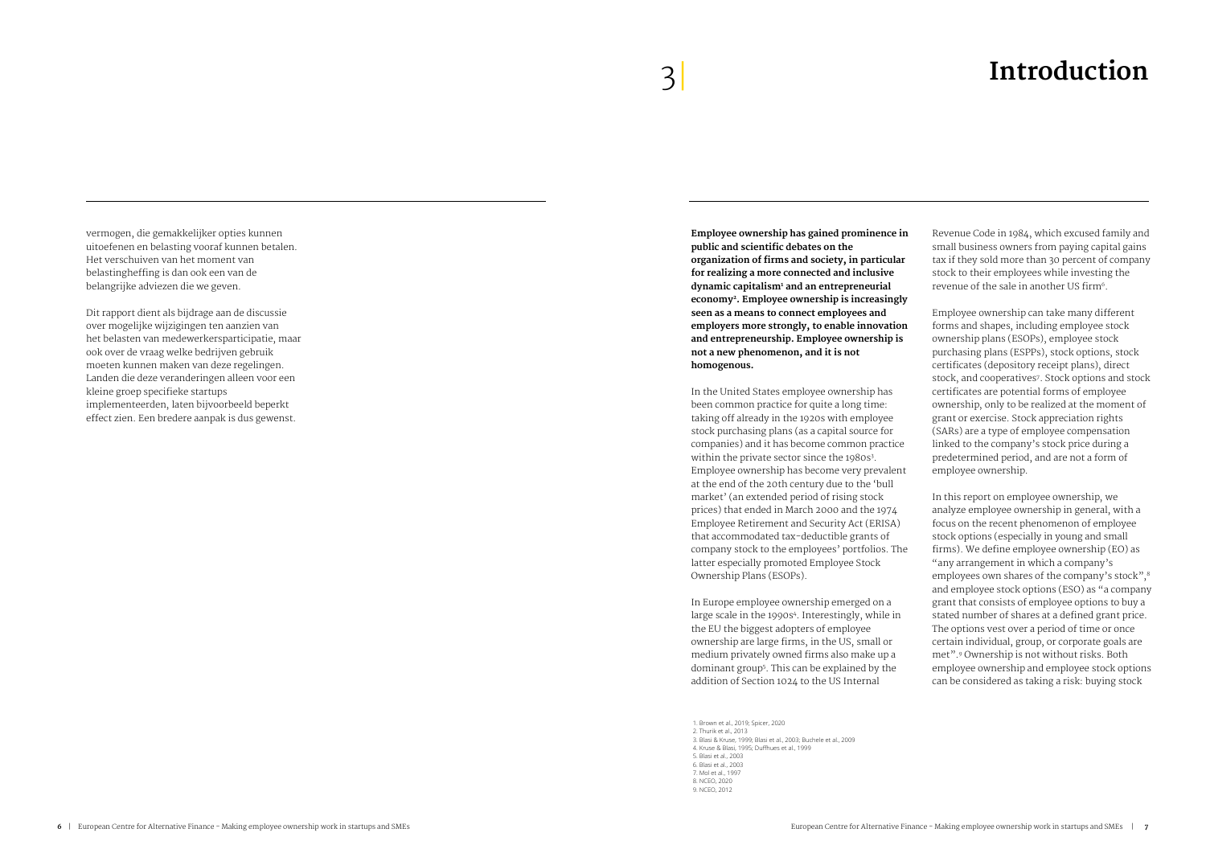vermogen, die gemakkelijker opties kunnen uitoefenen en belasting vooraf kunnen betalen. Het verschuiven van het moment van belastingheffing is dan ook een van de belangrijke adviezen die we geven.

Dit rapport dient als bijdrage aan de discussie over mogelijke wijzigingen ten aanzien van het belasten van medewerkersparticipatie, maar ook over de vraag welke bedrijven gebruik moeten kunnen maken van deze regelingen. Landen die deze veranderingen alleen voor een kleine groep specifieke startups implementeerden, laten bijvoorbeeld beperkt effect zien. Een bredere aanpak is dus gewenst.

# 3 | Introduction

**Employee ownership has gained prominence in public and scientific debates on the organization of firms and society, in particular for realizing a more connected and inclusive dynamic capitalism[1] and an entrepreneurial economy[2]. Employee ownership is increasingly seen as a means to connect employees and employers more strongly, to enable innovation and entrepreneurship. Employee ownership is not a new phenomenon, and it is not homogenous.**

In the United States employee ownership has been common practice for quite a long time: taking off already in the 1920s with employee stock purchasing plans (as a capital source for companies) and it has become common practice within the private sector since the 1980s[3]. Employee ownership has become very prevalent at the end of the 20th century due to the 'bull market' (an extended period of rising stock prices) that ended in March 2000 and the 1974 Employee Retirement and Security Act (ERISA) that accommodated tax-deductible grants of company stock to the employees' portfolios. The latter especially promoted Employee Stock Ownership Plans (ESOPs).

In Europe employee ownership emerged on a large scale in the 1990s[4]. Interestingly, while in the EU the biggest adopters of employee ownership are large firms, in the US, small or medium privately owned firms also make up a dominant group[5]. This can be explained by the addition of Section 1024 to the US Internal Revenue Code in 1984, which excused family and small business owners from paying capital gains tax if they sold more than 30 percent of company stock to their employees while investing the revenue of the sale in another US firm[6].

Employee ownership can take many different forms and shapes, including employee stock ownership plans (ESOPs), employee stock purchasing plans (ESPPs), stock options, stock certificates (depository receipt plans), direct stock, and cooperatives[7]. Stock options and stock certificates are potential forms of employee ownership, only to be realized at the moment of grant or exercise. Stock appreciation rights (SARs) are a type of employee compensation linked to the company's stock price during a predetermined period, and are not a form of employee ownership.

In this report on employee ownership, we analyze employee ownership in general, with a focus on the recent phenomenon of employee stock options (especially in young and small firms). We define employee ownership (EO) as "any arrangement in which a company's employees own shares of the company's stock",[8] and employee stock options (ESO) as "a company grant that consists of employee options to buy a stated number of shares at a defined grant price. The options vest over a period of time or once certain individual, group, or corporate goals are met".[9] Ownership is not without risks. Both employee ownership and employee stock options can be considered as taking a risk: buying stock

1. Brown et al., 2019; Spicer, 2020
2. Thurik et al., 2013
3. Blasi & Kruse, 1999; Blasi et al., 2003; Buchele et al., 2009
4. Kruse & Blasi, 1995; Duffhues et al., 1999
5. Blasi et al., 2003
6. Blasi et al., 2003
7. Mol et al., 1997
8. NCEO, 2020
9. NCEO, 2012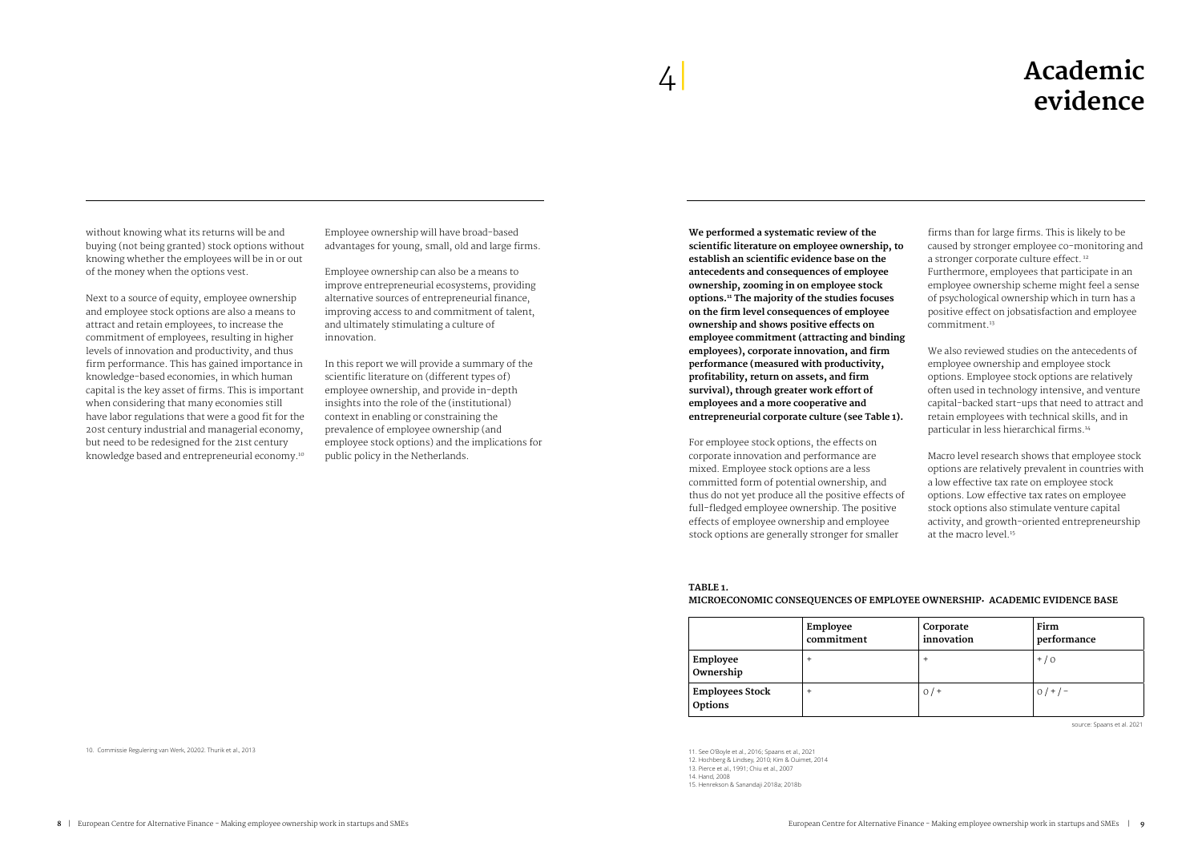without knowing what its returns will be and buying (not being granted) stock options without knowing whether the employees will be in or out of the money when the options vest.

Next to a source of equity, employee ownership and employee stock options are also a means to attract and retain employees, to increase the commitment of employees, resulting in higher levels of innovation and productivity, and thus firm performance. This has gained importance in knowledge-based economies, in which human capital is the key asset of firms. This is important when considering that many economies still have labor regulations that were a good fit for the 20st century industrial and managerial economy, but need to be redesigned for the 21st century knowledge based and entrepreneurial economy.[10]

Employee ownership will have broad-based advantages for young, small, old and large firms.

Employee ownership can also be a means to improve entrepreneurial ecosystems, providing alternative sources of entrepreneurial finance, improving access to and commitment of talent, and ultimately stimulating a culture of innovation.

In this report we will provide a summary of the scientific literature on (different types of) employee ownership, and provide in-depth insights into the role of the (institutional) context in enabling or constraining the prevalence of employee ownership (and employee stock options) and the implications for public policy in the Netherlands.

10. Commissie Regulering van Werk, 20202. Thurik et al., 2013

# 4 Academic evidence

**We performed a systematic review of the scientific literature on employee ownership, to establish an scientific evidence base on the antecedents and consequences of employee ownership, zooming in on employee stock options.[11] The majority of the studies focuses on the firm level consequences of employee ownership and shows positive effects on employee commitment (attracting and binding employees), corporate innovation, and firm performance (measured with productivity, profitability, return on assets, and firm survival), through greater work effort of employees and a more cooperative and entrepreneurial corporate culture (see Table 1).**

For employee stock options, the effects on corporate innovation and performance are mixed. Employee stock options are a less committed form of potential ownership, and thus do not yet produce all the positive effects of full-fledged employee ownership. The positive effects of employee ownership and employee stock options are generally stronger for smaller firms than for large firms. This is likely to be caused by stronger employee co-monitoring and a stronger corporate culture effect.[12] Furthermore, employees that participate in an employee ownership scheme might feel a sense of psychological ownership which in turn has a positive effect on jobsatisfaction and employee commitment.[13]

We also reviewed studies on the antecedents of employee ownership and employee stock options. Employee stock options are relatively often used in technology intensive, and venture capital-backed start-ups that need to attract and retain employees with technical skills, and in particular in less hierarchical firms.[14]

Macro level research shows that employee stock options are relatively prevalent in countries with a low effective tax rate on employee stock options. Low effective tax rates on employee stock options also stimulate venture capital activity, and growth-oriented entrepreneurship at the macro level.[15]

**TABLE 1.**
**MICROECONOMIC CONSEQUENCES OF EMPLOYEE OWNERSHIP: ACADEMIC EVIDENCE BASE**

| | Employee commitment | Corporate innovation | Firm performance |
|---|---|---|---|
| **Employee Ownership** | + | + | + / 0 |
| **Employees Stock Options** | + | 0 / + | 0 / + / - |

source: Spaans et al. 2021

11. See O'Boyle et al., 2016; Spaans et al., 2021
12. Hochberg & Lindsey, 2010; Kim & Ouimet, 2014
13. Pierce et al., 1991; Chiu et al., 2007
14. Hand, 2008
15. Henrekson & Sanandaji 2018a; 2018b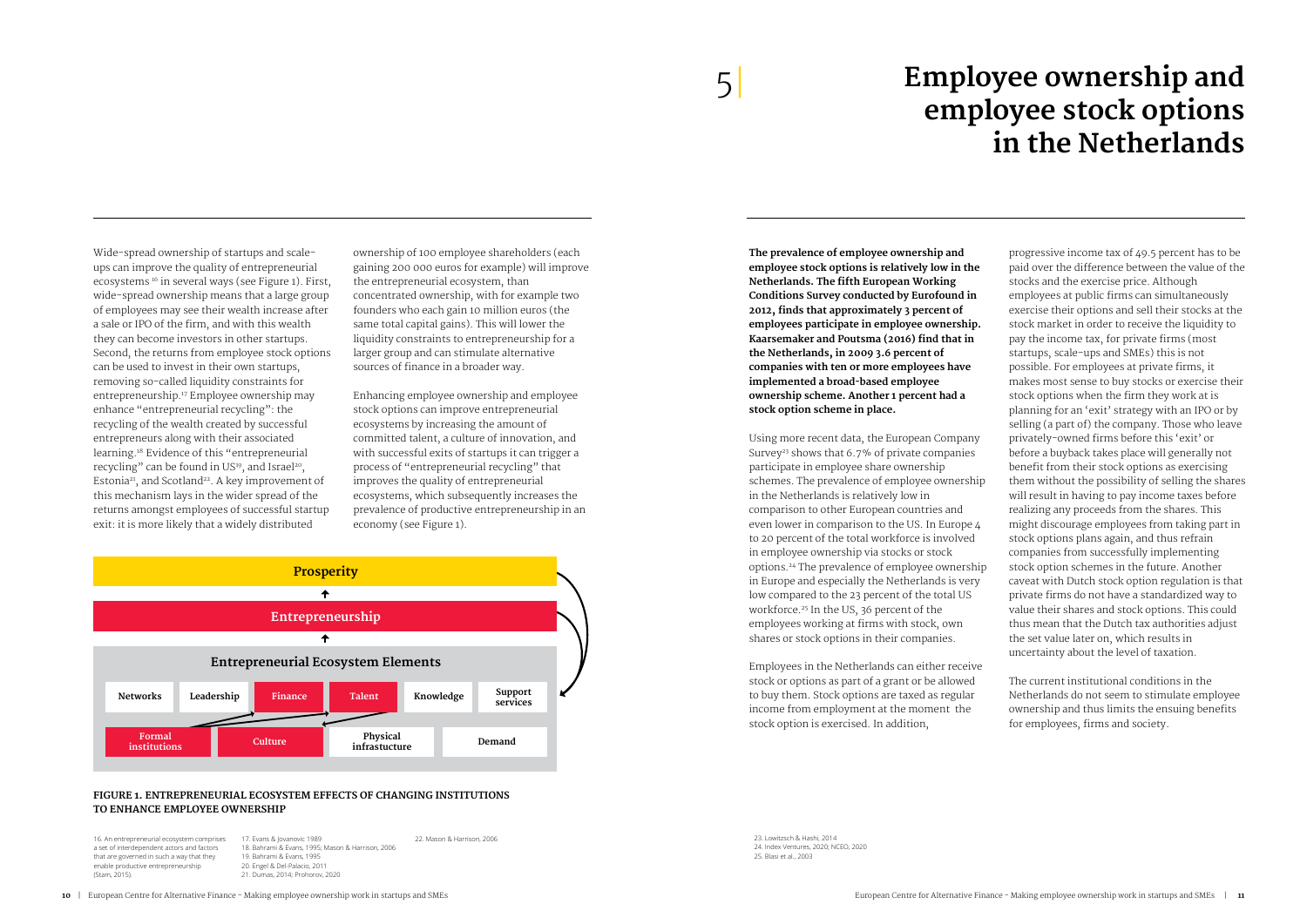Wide-spread ownership of startups and scale-ups can improve the quality of entrepreneurial ecosystems [16] in several ways (see Figure 1). First, wide-spread ownership means that a large group of employees may see their wealth increase after a sale or IPO of the firm, and with this wealth they can become investors in other startups. Second, the returns from employee stock options can be used to invest in their own startups, removing so-called liquidity constraints for entrepreneurship.[17] Employee ownership may enhance "entrepreneurial recycling": the recycling of the wealth created by successful entrepreneurs along with their associated learning.[18] Evidence of this "entrepreneurial recycling" can be found in US[19], and Israel[20], Estonia[21], and Scotland[22]. A key improvement of this mechanism lays in the wider spread of the returns amongst employees of successful startup exit: it is more likely that a widely distributed ownership of 100 employee shareholders (each gaining 200 000 euros for example) will improve the entrepreneurial ecosystem, than concentrated ownership, with for example two founders who each gain 10 million euros (the same total capital gains). This will lower the liquidity constraints to entrepreneurship for a larger group and can stimulate alternative sources of finance in a broader way.

Enhancing employee ownership and employee stock options can improve entrepreneurial ecosystems by increasing the amount of committed talent, a culture of innovation, and with successful exits of startups it can trigger a process of "entrepreneurial recycling" that improves the quality of entrepreneurial ecosystems, which subsequently increases the prevalence of productive entrepreneurship in an economy (see Figure 1).

**Prosperity**

↑

**Entrepreneurship**

↑

**Entrepreneurial Ecosystem Elements**

| Networks | Leadership | Finance | Talent | Knowledge | Support services |
|---|---|---|---|---|---|

| Formal institutions | Culture | Physical infrastucture | Demand |
|---|---|---|---|

**FIGURE 1. ENTREPRENEURIAL ECOSYSTEM EFFECTS OF CHANGING INSTITUTIONS TO ENHANCE EMPLOYEE OWNERSHIP**

16. An entrepreneurial ecosystem comprises a set of interdependent actors and factors that are governed in such a way that they enable productive entrepreneurship (Stam, 2015).
17. Evans & Jovanovic 1989
18. Bahrami & Evans, 1995; Mason & Harrison, 2006
19. Bahrami & Evans, 1995
20. Engel & Del-Palacio, 2011
21. Dumas, 2014; Prohorov, 2020
22. Mason & Harrison, 2006

# 5 | Employee ownership and employee stock options in the Netherlands

**The prevalence of employee ownership and employee stock options is relatively low in the Netherlands. The fifth European Working Conditions Survey conducted by Eurofound in 2012, finds that approximately 3 percent of employees participate in employee ownership. Kaarsemaker and Poutsma (2016) find that in the Netherlands, in 2009 3.6 percent of companies with ten or more employees have implemented a broad-based employee ownership scheme. Another 1 percent had a stock option scheme in place.**

Using more recent data, the European Company Survey[23] shows that 6.7% of private companies participate in employee share ownership schemes. The prevalence of employee ownership in the Netherlands is relatively low in comparison to other European countries and even lower in comparison to the US. In Europe 4 to 20 percent of the total workforce is involved in employee ownership via stocks or stock options.[24] The prevalence of employee ownership in Europe and especially the Netherlands is very low compared to the 23 percent of the total US workforce.[25] In the US, 36 percent of the employees working at firms with stock, own shares or stock options in their companies.

Employees in the Netherlands can either receive stock or options as part of a grant or be allowed to buy them. Stock options are taxed as regular income from employment at the moment the stock option is exercised. In addition, progressive income tax of 49.5 percent has to be paid over the difference between the value of the stocks and the exercise price. Although employees at public firms can simultaneously exercise their options and sell their stocks at the stock market in order to receive the liquidity to pay the income tax, for private firms (most startups, scale-ups and SMEs) this is not possible. For employees at private firms, it makes most sense to buy stocks or exercise their stock options when the firm they work at is planning for an 'exit' strategy with an IPO or by selling (a part of) the company. Those who leave privately-owned firms before this 'exit' or before a buyback takes place will generally not benefit from their stock options as exercising them without the possibility of selling the shares will result in having to pay income taxes before realizing any proceeds from the shares. This might discourage employees from taking part in stock options plans again, and thus refrain companies from successfully implementing stock option schemes in the future. Another caveat with Dutch stock option regulation is that private firms do not have a standardized way to value their shares and stock options. This could thus mean that the Dutch tax authorities adjust the set value later on, which results in uncertainty about the level of taxation.

The current institutional conditions in the Netherlands do not seem to stimulate employee ownership and thus limits the ensuing benefits for employees, firms and society.

23. Lowitzsch & Hashi, 2014
24. Index Ventures, 2020; NCEO, 2020
25. Blasi et al., 2003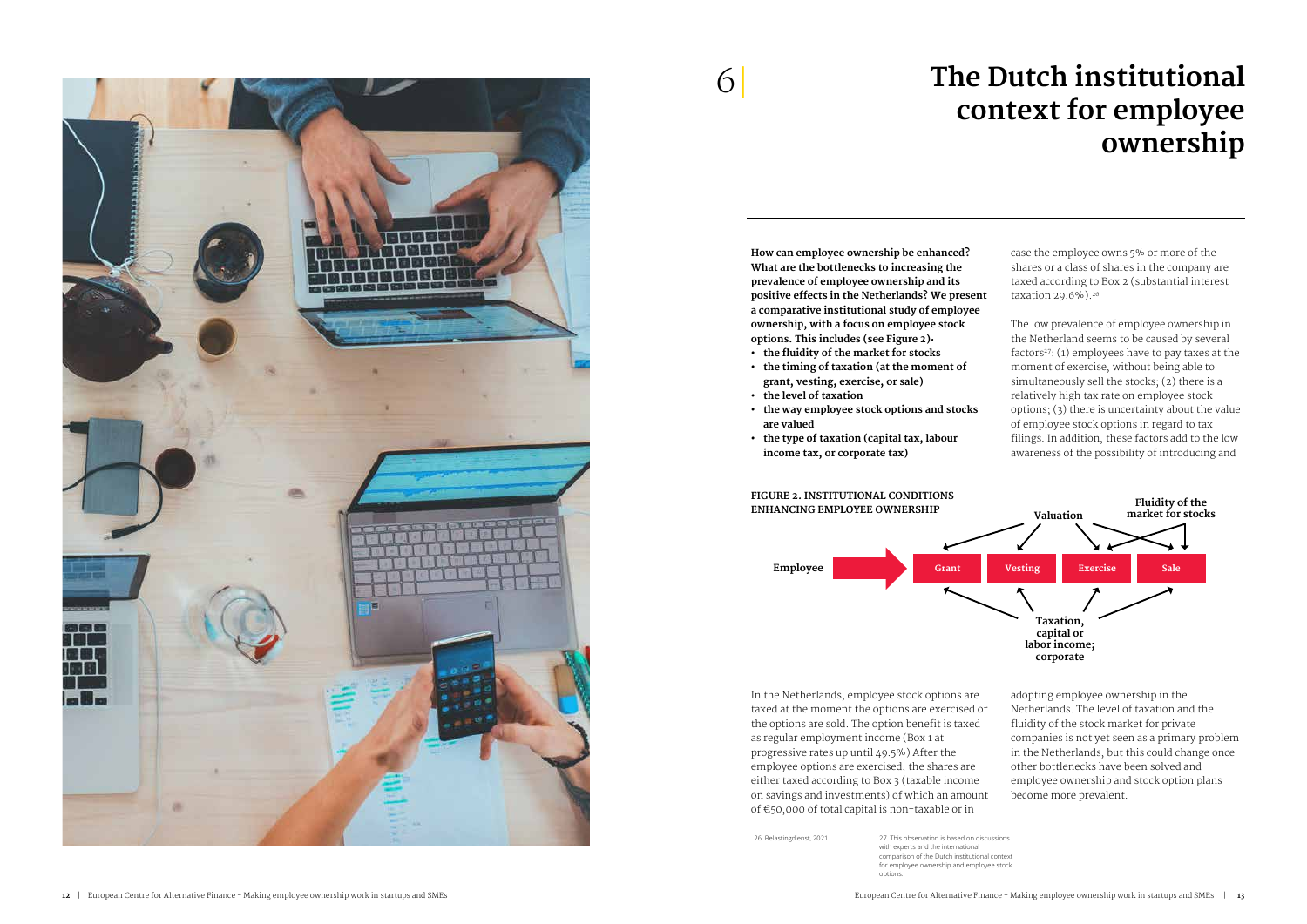# 6 The Dutch institutional context for employee ownership

**How can employee ownership be enhanced? What are the bottlenecks to increasing the prevalence of employee ownership and its positive effects in the Netherlands? We present a comparative institutional study of employee ownership, with a focus on employee stock options. This includes (see Figure 2):**

- **the fluidity of the market for stocks**
- **the timing of taxation (at the moment of grant, vesting, exercise, or sale)**
- **the level of taxation**
- **the way employee stock options and stocks are valued**
- **the type of taxation (capital tax, labour income tax, or corporate tax)**

In the Netherlands, employee stock options are taxed at the moment the options are exercised or the options are sold. The option benefit is taxed as regular employment income (Box 1 at progressive rates up until 49.5%) After the employee options are exercised, the shares are either taxed according to Box 3 (taxable income on savings and investments) of which an amount of €50,000 of total capital is non-taxable or in case the employee owns 5% or more of the shares or a class of shares in the company are taxed according to Box 2 (substantial interest taxation 29.6%).[26]

The low prevalence of employee ownership in the Netherland seems to be caused by several factors[27]: (1) employees have to pay taxes at the moment of exercise, without being able to simultaneously sell the stocks; (2) there is a relatively high tax rate on employee stock options; (3) there is uncertainty about the value of employee stock options in regard to tax filings. In addition, these factors add to the low awareness of the possibility of introducing and adopting employee ownership in the Netherlands. The level of taxation and the fluidity of the stock market for private companies is not yet seen as a primary problem in the Netherlands, but this could change once other bottlenecks have been solved and employee ownership and stock option plans become more prevalent.

**FIGURE 2. INSTITUTIONAL CONDITIONS ENHANCING EMPLOYEE OWNERSHIP**

Employee → Grant | Vesting | Exercise | Sale

Valuation; Fluidity of the market for stocks; Taxation, capital or labor income; corporate

26. Belastingdienst, 2021

27. This observation is based on discussions with experts and the international comparison of the Dutch institutional context for employee ownership and employee stock options.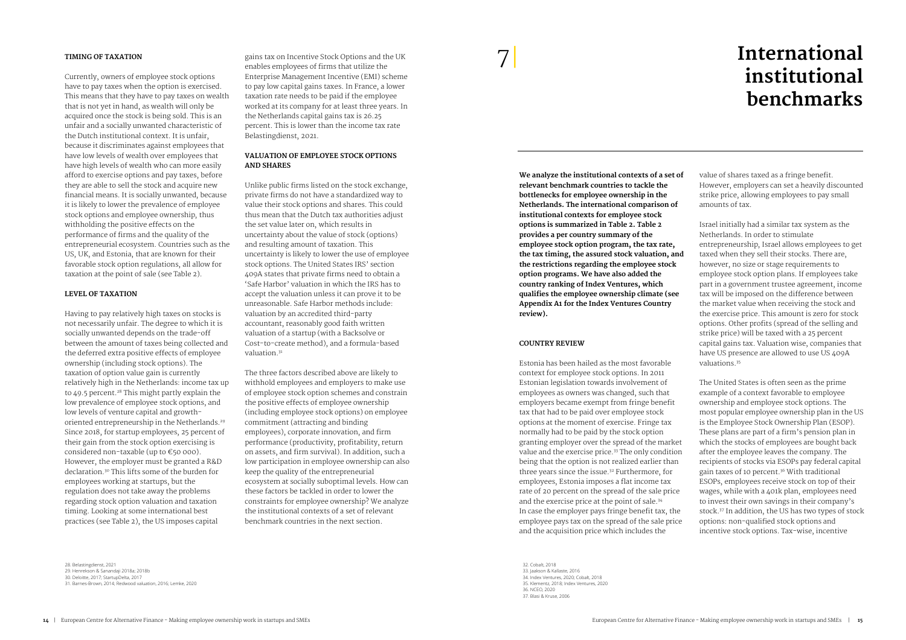#### TIMING OF TAXATION

Currently, owners of employee stock options have to pay taxes when the option is exercised. This means that they have to pay taxes on wealth that is not yet in hand, as wealth will only be acquired once the stock is being sold. This is an unfair and a socially unwanted characteristic of the Dutch institutional context. It is unfair, because it discriminates against employees that have low levels of wealth over employees that have high levels of wealth who can more easily afford to exercise options and pay taxes, before they are able to sell the stock and acquire new financial means. It is socially unwanted, because it is likely to lower the prevalence of employee stock options and employee ownership, thus withholding the positive effects on the performance of firms and the quality of the entrepreneurial ecosystem. Countries such as the US, UK, and Estonia, that are known for their favorable stock option regulations, all allow for taxation at the point of sale (see Table 2).

#### LEVEL OF TAXATION

Having to pay relatively high taxes on stocks is not necessarily unfair. The degree to which it is socially unwanted depends on the trade-off between the amount of taxes being collected and the deferred extra positive effects of employee ownership (including stock options). The taxation of option value gain is currently relatively high in the Netherlands: income tax up to 49.5 percent.[28] This might partly explain the low prevalence of employee stock options, and low levels of venture capital and growth-oriented entrepreneurship in the Netherlands.[29] Since 2018, for startup employees, 25 percent of their gain from the stock option exercising is considered non-taxable (up to €50 000). However, the employer must be granted a R&D declaration.[30] This lifts some of the burden for employees working at startups, but the regulation does not take away the problems regarding stock option valuation and taxation timing. Looking at some international best practices (see Table 2), the US imposes capital gains tax on Incentive Stock Options and the UK enables employees of firms that utilize the Enterprise Management Incentive (EMI) scheme to pay low capital gains taxes. In France, a lower taxation rate needs to be paid if the employee worked at its company for at least three years. In the Netherlands capital gains tax is 26.25 percent. This is lower than the income tax rate Belastingdienst, 2021.

#### VALUATION OF EMPLOYEE STOCK OPTIONS AND SHARES

Unlike public firms listed on the stock exchange, private firms do not have a standardized way to value their stock options and shares. This could thus mean that the Dutch tax authorities adjust the set value later on, which results in uncertainty about the value of stock (options) and resulting amount of taxation. This uncertainty is likely to lower the use of employee stock options. The United States IRS' section 409A states that private firms need to obtain a 'Safe Harbor' valuation in which the IRS has to accept the valuation unless it can prove it to be unreasonable. Safe Harbor methods include: valuation by an accredited third-party accountant, reasonably good faith written valuation of a startup (with a Backsolve or Cost-to-create method), and a formula-based valuation.[31]

The three factors described above are likely to withhold employees and employers to make use of employee stock option schemes and constrain the positive effects of employee ownership (including employee stock options) on employee commitment (attracting and binding employees), corporate innovation, and firm performance (productivity, profitability, return on assets, and firm survival). In addition, such a low participation in employee ownership can also keep the quality of the entrepreneurial ecosystem at socially suboptimal levels. How can these factors be tackled in order to lower the constraints for employee ownership? We analyze the institutional contexts of a set of relevant benchmark countries in the next section.

28. Belastingdienst, 2021
29. Henrekson & Sanandaji 2018a; 2018b
30. Deloitte, 2017; StartupDelta, 2017
31. Barnes-Brown, 2014; Redwood valuation, 2016; Lemke, 2020

# 7 International institutional benchmarks

**We analyze the institutional contexts of a set of relevant benchmark countries to tackle the bottlenecks for employee ownership in the Netherlands. The international comparison of institutional contexts for employee stock options is summarized in Table 2. Table 2 provides a per country summary of the employee stock option program, the tax rate, the tax timing, the assured stock valuation, and the restrictions regarding the employee stock option programs. We have also added the country ranking of Index Ventures, which qualifies the employee ownership climate (see Appendix A1 for the Index Ventures Country review).**

#### COUNTRY REVIEW

Estonia has been hailed as the most favorable context for employee stock options. In 2011 Estonian legislation towards involvement of employees as owners was changed, such that employers became exempt from fringe benefit tax that had to be paid over employee stock options at the moment of exercise. Fringe tax normally had to be paid by the stock option granting employer over the spread of the market value and the exercise price.[33] The only condition being that the option is not realized earlier than three years since the issue.[32] Furthermore, for employees, Estonia imposes a flat income tax rate of 20 percent on the spread of the sale price and the exercise price at the point of sale.[34] In case the employer pays fringe benefit tax, the employee pays tax on the spread of the sale price and the acquisition price which includes the value of shares taxed as a fringe benefit. However, employers can set a heavily discounted strike price, allowing employees to pay small amounts of tax.

Israel initially had a similar tax system as the Netherlands. In order to stimulate entrepreneurship, Israel allows employees to get taxed when they sell their stocks. There are, however, no size or stage requirements to employee stock option plans. If employees take part in a government trustee agreement, income tax will be imposed on the difference between the market value when receiving the stock and the exercise price. This amount is zero for stock options. Other profits (spread of the selling and strike price) will be taxed with a 25 percent capital gains tax. Valuation wise, companies that have US presence are allowed to use US 409A valuations.[35]

The United States is often seen as the prime example of a context favorable to employee ownership and employee stock options. The most popular employee ownership plan in the US is the Employee Stock Ownership Plan (ESOP). These plans are part of a firm's pension plan in which the stocks of employees are bought back after the employee leaves the company. The recipients of stocks via ESOPs pay federal capital gain taxes of 10 percent.[36] With traditional ESOPs, employees receive stock on top of their wages, while with a 401k plan, employees need to invest their own savings in their company's stock.[37] In addition, the US has two types of stock options: non-qualified stock options and incentive stock options. Tax-wise, incentive

32. Cobalt, 2018
33. Jaakson & Kallaste, 2016
34. Index Ventures, 2020; Cobalt, 2018
35. Klementz, 2018; Index Ventures, 2020
36. NCEO, 2020
37. Blasi & Kruse, 2006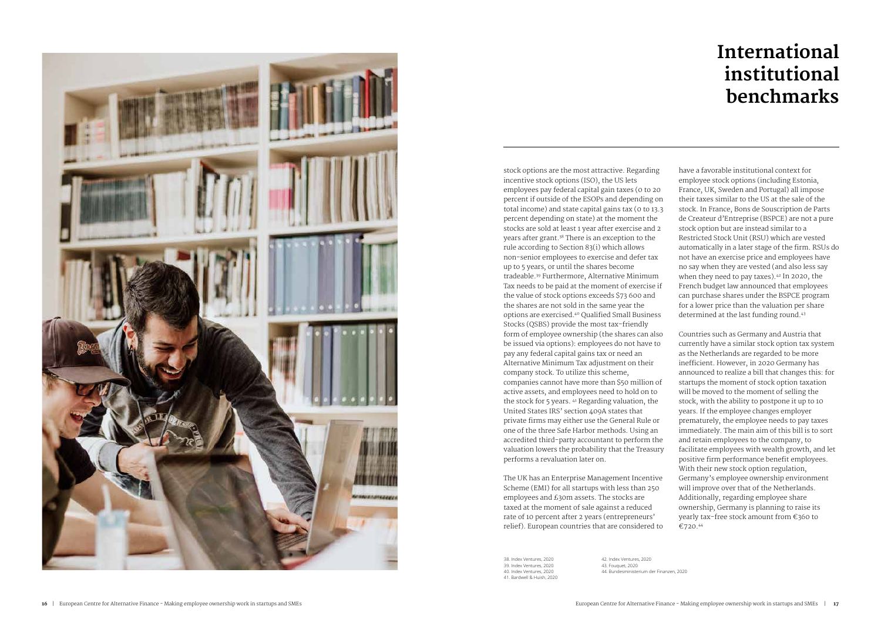# International institutional benchmarks

stock options are the most attractive. Regarding incentive stock options (ISO), the US lets employees pay federal capital gain taxes (0 to 20 percent if outside of the ESOPs and depending on total income) and state capital gains tax (0 to 13.3 percent depending on state) at the moment the stocks are sold at least 1 year after exercise and 2 years after grant.[38] There is an exception to the rule according to Section 83(i) which allows non-senior employees to exercise and defer tax up to 5 years, or until the shares become tradeable.[39] Furthermore, Alternative Minimum Tax needs to be paid at the moment of exercise if the value of stock options exceeds $73 600 and the shares are not sold in the same year the options are exercised.[40] Qualified Small Business Stocks (QSBS) provide the most tax-friendly form of employee ownership (the shares can also be issued via options): employees do not have to pay any federal capital gains tax or need an Alternative Minimum Tax adjustment on their company stock. To utilize this scheme, companies cannot have more than $50 million of active assets, and employees need to hold on to the stock for 5 years. [41] Regarding valuation, the United States IRS' section 409A states that private firms may either use the General Rule or one of the three Safe Harbor methods. Using an accredited third-party accountant to perform the valuation lowers the probability that the Treasury performs a revaluation later on.

The UK has an Enterprise Management Incentive Scheme (EMI) for all startups with less than 250 employees and £30m assets. The stocks are taxed at the moment of sale against a reduced rate of 10 percent after 2 years (entrepreneurs' relief). European countries that are considered to have a favorable institutional context for employee stock options (including Estonia, France, UK, Sweden and Portugal) all impose their taxes similar to the US at the sale of the stock. In France, Bons de Souscription de Parts de Createur d'Entreprise (BSPCE) are not a pure stock option but are instead similar to a Restricted Stock Unit (RSU) which are vested automatically in a later stage of the firm. RSUs do not have an exercise price and employees have no say when they are vested (and also less say when they need to pay taxes).[42] In 2020, the French budget law announced that employees can purchase shares under the BSPCE program for a lower price than the valuation per share determined at the last funding round.[43]

Countries such as Germany and Austria that currently have a similar stock option tax system as the Netherlands are regarded to be more inefficient. However, in 2020 Germany has announced to realize a bill that changes this: for startups the moment of stock option taxation will be moved to the moment of selling the stock, with the ability to postpone it up to 10 years. If the employee changes employer prematurely, the employee needs to pay taxes immediately. The main aim of this bill is to sort and retain employees to the company, to facilitate employees with wealth growth, and let positive firm performance benefit employees. With their new stock option regulation, Germany's employee ownership environment will improve over that of the Netherlands. Additionally, regarding employee share ownership, Germany is planning to raise its yearly tax-free stock amount from €360 to €720.[44]

38. Index Ventures, 2020
39. Index Ventures, 2020
40. Index Ventures, 2020
41. Bardwell & Huish, 2020
42. Index Ventures, 2020
43. Fouquet, 2020
44. Bundesministerium der Finanzen, 2020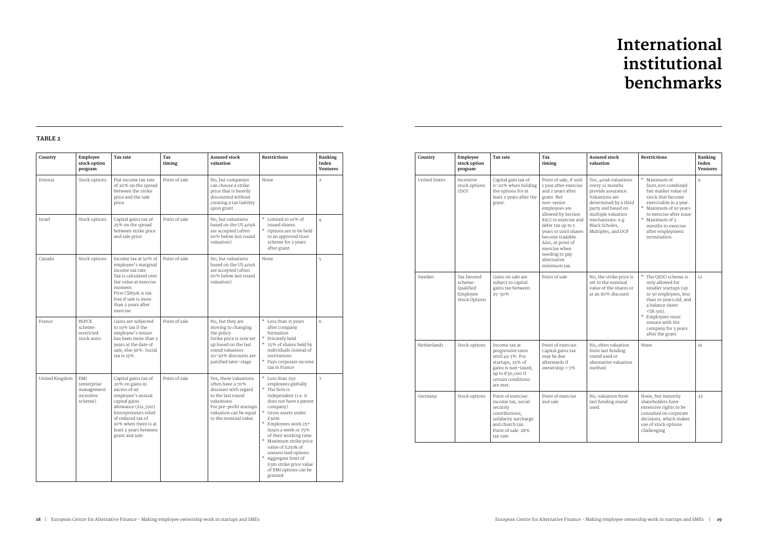# International institutional benchmarks

**TABLE 2**

| Country | Employee stock option program | Tax rate | Tax timing | Assured stock valuation | Restrictions | Ranking Index Ventures |
|---|---|---|---|---|---|---|
| Estonia | Stock options | Flat income tax rate of 20% on the spread between the strike price and the sale price. | Point of sale | No, but companies can choose a strike price that is heavily discounted without creating a tax liability upon grant | None | 2 |
| Israel | Stock options | Capital gains tax of 25% on the spread between strike price and sale price | Point of sale | No, but valuations based on the US 409A are accepted (often 60% below last round valuation) | * Limited to 10% of issued shares. * Options are to be held in an approved trust scheme for 2 years after grant. | 4 |
| Canada | Stock options | Income tax at 50% of employee's marginal income tax rate. Tax is calculated over fair value at exercise moment. First C$850k is tax free if sale is more than 2 years after exercise | Point of sale | No, but valuations based on the US 409A are accepted (often 60% below last round valuation) | None | 5 |
| France | BSPCE scheme: restricted stock units | Gains are subjected to 19% tax if the employee's tenure has been more than 3 years at the date of sale, else 30%. Social tax is 15%. | Point of sale | No, but they are moving to changing the policy. Strike price is now set up based on the last round valuation: 20-30% discounts are justified later-stage | * Less than 15 years after company formation * Privately held * 25% of shares held by individuals instead of institutions * Pays corporate income tax in France | 6 |
| United Kingdom | EMI (enterprise management incentive scheme) | Capital gains tax of 20% on gains in excess of an employee's annual capital gains allowance (£11,700). Entrepreneurs relief of reduced tax of 10% when there is at least 2 years between grant and sale. | Point of sale | Yes, these valuations often have a 70% discount with regard to the last round valuations. For pre-profit startups valuation can be equal to the nominal value. | * Less than 250 employees globally * The firm is independent (i.e. it does not have a parent company) * Gross assets under £30m * Employees work 25+ hours a week or 75% of their working time. * Maximum strike price value of £250k of unexercised options * Aggregate limit of £3m strike price value of EMI options can be granted | 7 |
| United States | Incentive stock options (ISO) | Capital gain tax of 0-20% when holding the options for at least 2 years after the grant. | Point of sale, if sold 1 year after exercise and 2 years after grant. But non-senior employees are allowed by Section 83(i) to exercise and defer tax up to 5 years or until shares become tradable. Also, at point of exercise when needing to pay alternative minimum tax. | Yes, 409A valuations every 12 months provide assurance. Valuations are determined by a third party and based on multiple valuation mechanisms: e.g. Black Scholes, Multiples, and DCF | * Maximum of $100,000 combined fair market value of stock that become exercisable in a year. * Maximum of 10 years to exercise after issue * Maximum of 3 months to exercise after employment termination. | 9 |
| Sweden | Tax favored scheme: Qualified Employee Stock Options | Gains on sale are subject to capital gains tax between 25-30% | Point of sale | No, the strike price is set to the nominal value of the shares or at an 80% discount. | * The QESO scheme is only allowed for smaller startups (up to 50 employees, less than 10 years old, and a balance sheet <$8.5m). * Employees must remain with the company for 3 years after the grant. | 12 |
| Netherlands | Stock options | Income tax at progressive rates until 49.5%. For startups, 25% of gains is non-taxed, up to €50,000 if certain conditions are met. | Point of exercise. Capital gains tax may be due afterwards if ownership > 5% | No, often valuation from last funding round used or alternative valuation method. | None | 16 |
| Germany | Stock options | Point of exercise: income tax, social security contributions, solidarity surcharge and church tax. Point of sale: 28% tax rate | Point of exercise and sale | No, valuation from last funding round used. | None, but minority shareholders have extensive rights to be consulted on corporate decisions, which makes use of stock options challenging | 23 |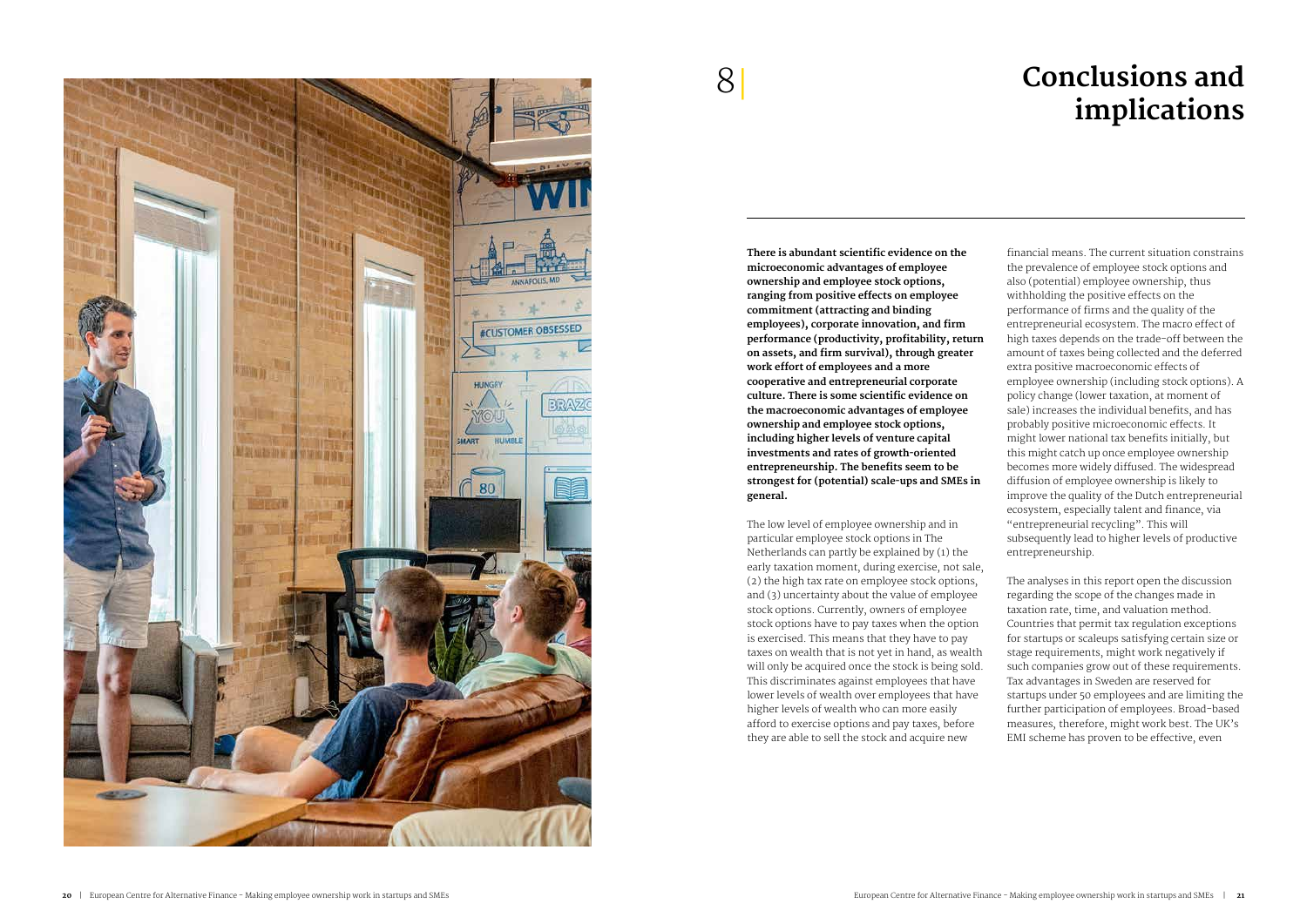# 8 Conclusions and implications

**There is abundant scientific evidence on the microeconomic advantages of employee ownership and employee stock options, ranging from positive effects on employee commitment (attracting and binding employees), corporate innovation, and firm performance (productivity, profitability, return on assets, and firm survival), through greater work effort of employees and a more cooperative and entrepreneurial corporate culture. There is some scientific evidence on the macroeconomic advantages of employee ownership and employee stock options, including higher levels of venture capital investments and rates of growth-oriented entrepreneurship. The benefits seem to be strongest for (potential) scale-ups and SMEs in general.**

The low level of employee ownership and in particular employee stock options in The Netherlands can partly be explained by (1) the early taxation moment, during exercise, not sale, (2) the high tax rate on employee stock options, and (3) uncertainty about the value of employee stock options. Currently, owners of employee stock options have to pay taxes when the option is exercised. This means that they have to pay taxes on wealth that is not yet in hand, as wealth will only be acquired once the stock is being sold. This discriminates against employees that have lower levels of wealth over employees that have higher levels of wealth who can more easily afford to exercise options and pay taxes, before they are able to sell the stock and acquire new financial means. The current situation constrains the prevalence of employee stock options and also (potential) employee ownership, thus withholding the positive effects on the performance of firms and the quality of the entrepreneurial ecosystem. The macro effect of high taxes depends on the trade-off between the amount of taxes being collected and the deferred extra positive macroeconomic effects of employee ownership (including stock options). A policy change (lower taxation, at moment of sale) increases the individual benefits, and has probably positive microeconomic effects. It might lower national tax benefits initially, but this might catch up once employee ownership becomes more widely diffused. The widespread diffusion of employee ownership is likely to improve the quality of the Dutch entrepreneurial ecosystem, especially talent and finance, via "entrepreneurial recycling". This will subsequently lead to higher levels of productive entrepreneurship.

The analyses in this report open the discussion regarding the scope of the changes made in taxation rate, time, and valuation method. Countries that permit tax regulation exceptions for startups or scaleups satisfying certain size or stage requirements, might work negatively if such companies grow out of these requirements. Tax advantages in Sweden are reserved for startups under 50 employees and are limiting the further participation of employees. Broad-based measures, therefore, might work best. The UK's EMI scheme has proven to be effective, even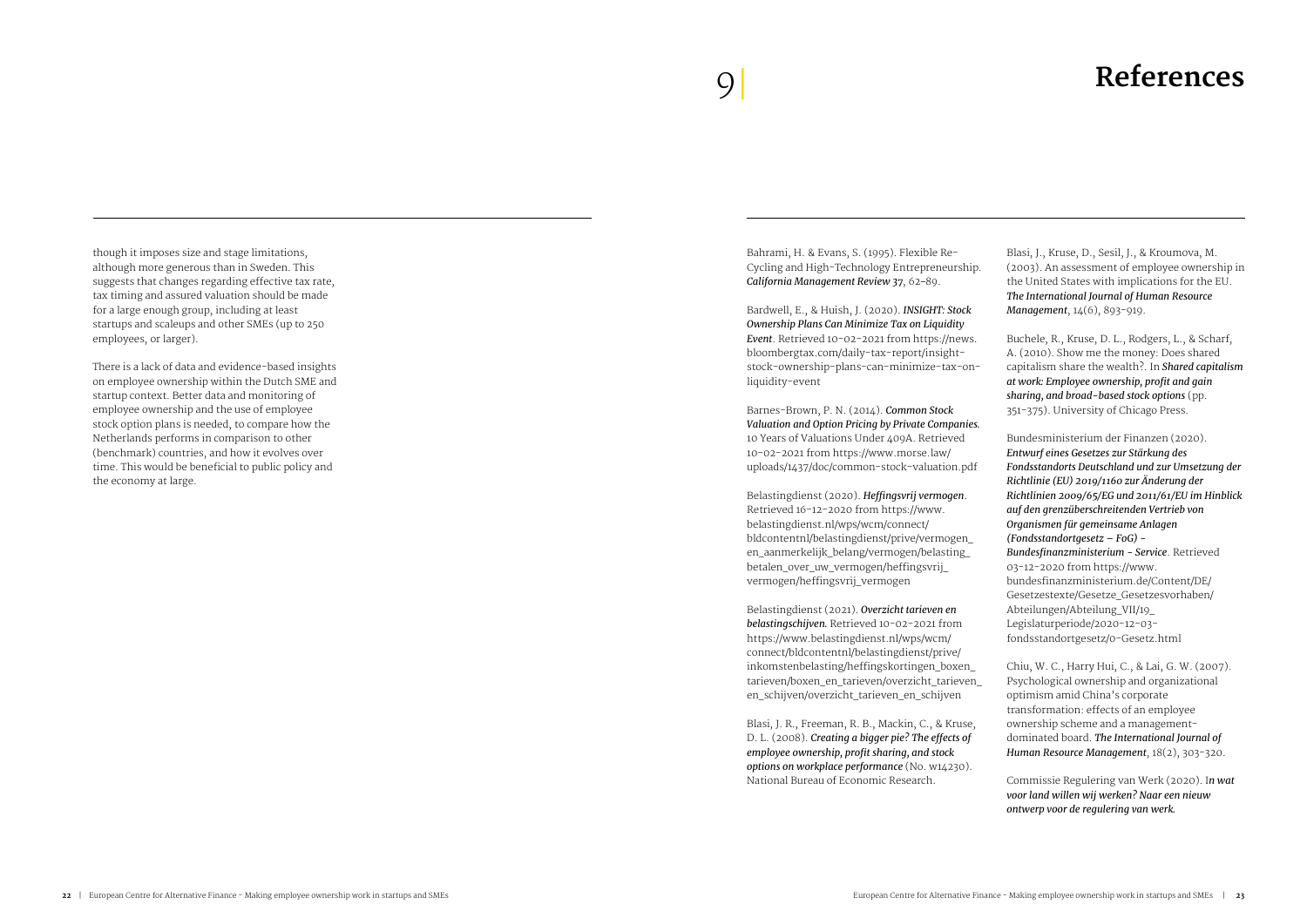though it imposes size and stage limitations, although more generous than in Sweden. This suggests that changes regarding effective tax rate, tax timing and assured valuation should be made for a large enough group, including at least startups and scaleups and other SMEs (up to 250 employees, or larger).

There is a lack of data and evidence-based insights on employee ownership within the Dutch SME and startup context. Better data and monitoring of employee ownership and the use of employee stock option plans is needed, to compare how the Netherlands performs in comparison to other (benchmark) countries, and how it evolves over time. This would be beneficial to public policy and the economy at large.

# 9 | References

Bahrami, H. & Evans, S. (1995). Flexible Re-Cycling and High-Technology Entrepreneurship. ***California Management Review 37***, 62–89.

Bardwell, E., & Huish, J. (2020). ***INSIGHT: Stock Ownership Plans Can Minimize Tax on Liquidity Event***. Retrieved 10-02-2021 from https://news.bloombergtax.com/daily-tax-report/insight-stock-ownership-plans-can-minimize-tax-on-liquidity-event

Barnes-Brown, P. N. (2014). ***Common Stock Valuation and Option Pricing by Private Companies.*** 10 Years of Valuations Under 409A. Retrieved 10-02-2021 from https://www.morse.law/uploads/1437/doc/common-stock-valuation.pdf

Belastingdienst (2020). ***Heffingsvrij vermogen***. Retrieved 16-12-2020 from https://www.belastingdienst.nl/wps/wcm/connect/bldcontentnl/belastingdienst/prive/vermogen_en_aanmerkelijk_belang/vermogen/belasting_betalen_over_uw_vermogen/heffingsvrij_vermogen/heffingsvrij_vermogen

Belastingdienst (2021). ***Overzicht tarieven en belastingschijven.*** Retrieved 10-02-2021 from https://www.belastingdienst.nl/wps/wcm/connect/bldcontentnl/belastingdienst/prive/inkomstenbelasting/heffingskortingen_boxen_tarieven/boxen_en_tarieven/overzicht_tarieven_en_schijven/overzicht_tarieven_en_schijven

Blasi, J. R., Freeman, R. B., Mackin, C., & Kruse, D. L. (2008). ***Creating a bigger pie? The effects of employee ownership, profit sharing, and stock options on workplace performance*** (No. w14230). National Bureau of Economic Research.

Blasi, J., Kruse, D., Sesil, J., & Kroumova, M. (2003). An assessment of employee ownership in the United States with implications for the EU. ***The International Journal of Human Resource Management***, 14(6), 893-919.

Buchele, R., Kruse, D. L., Rodgers, L., & Scharf, A. (2010). Show me the money: Does shared capitalism share the wealth?. In ***Shared capitalism at work: Employee ownership, profit and gain sharing, and broad-based stock options*** (pp. 351-375). University of Chicago Press.

Bundesministerium der Finanzen (2020). ***Entwurf eines Gesetzes zur Stärkung des Fondsstandorts Deutschland und zur Umsetzung der Richtlinie (EU) 2019/1160 zur Änderung der Richtlinien 2009/65/EG und 2011/61/EU im Hinblick auf den grenzüberschreitenden Vertrieb von Organismen für gemeinsame Anlagen (Fondsstandortgesetz – FoG) - Bundesfinanzministerium - Service***. Retrieved 03-12-2020 from https://www.bundesfinanzministerium.de/Content/DE/Gesetzestexte/Gesetze_Gesetzesvorhaben/Abteilungen/Abteilung_VII/19_Legislaturperiode/2020-12-03-fondsstandortgesetz/0-Gesetz.html

Chiu, W. C., Harry Hui, C., & Lai, G. W. (2007). Psychological ownership and organizational optimism amid China's corporate transformation: effects of an employee ownership scheme and a management-dominated board. ***The International Journal of Human Resource Management***, 18(2), 303-320.

Commissie Regulering van Werk (2020). ***In wat voor land willen wij werken? Naar een nieuw ontwerp voor de regulering van werk.***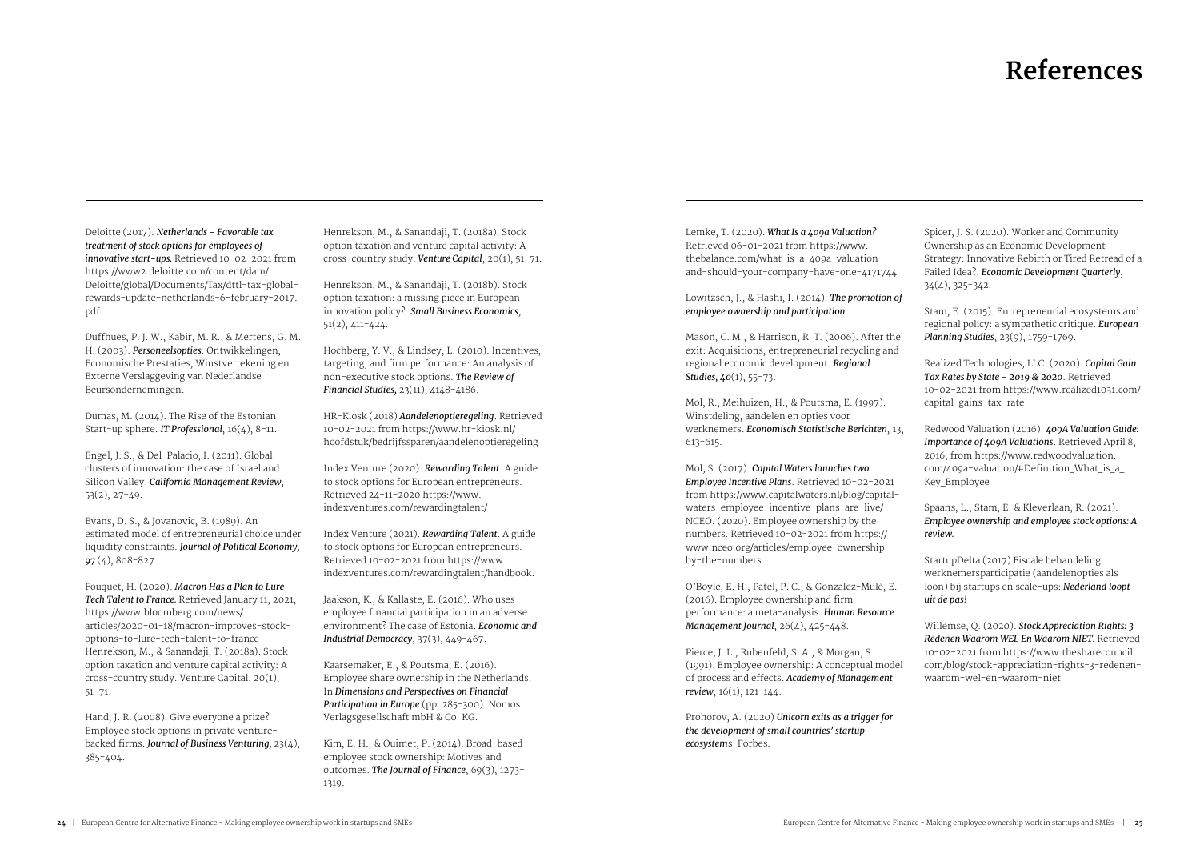# References

Deloitte (2017). ***Netherlands - Favorable tax treatment of stock options for employees of innovative start-ups.*** Retrieved 10-02-2021 from https://www2.deloitte.com/content/dam/Deloitte/global/Documents/Tax/dttl-tax-global-rewards-update-netherlands-6-february-2017.pdf.

Duffhues, P. J. W., Kabir, M. R., & Mertens, G. M. H. (2003). ***Personeelsopties***. Ontwikkelingen, Economische Prestaties, Winstvertekening en Externe Verslaggeving van Nederlandse Beursondernemingen.

Dumas, M. (2014). The Rise of the Estonian Start-up sphere. ***IT Professional***, 16(4), 8-11.

Engel, J. S., & Del-Palacio, I. (2011). Global clusters of innovation: the case of Israel and Silicon Valley. ***California Management Review***, 53(2), 27-49.

Evans, D. S., & Jovanovic, B. (1989). An estimated model of entrepreneurial choice under liquidity constraints. ***Journal of Political Economy, 97*** (4), 808-827.

Fouquet, H. (2020). ***Macron Has a Plan to Lure Tech Talent to France.*** Retrieved January 11, 2021, https://www.bloomberg.com/news/articles/2020-01-18/macron-improves-stock-options-to-lure-tech-talent-to-france Henrekson, M., & Sanandaji, T. (2018a). Stock option taxation and venture capital activity: A cross-country study. Venture Capital, 20(1), 51-71.

Hand, J. R. (2008). Give everyone a prize? Employee stock options in private venture-backed firms. ***Journal of Business Venturing,*** 23(4), 385-404.

Henrekson, M., & Sanandaji, T. (2018a). Stock option taxation and venture capital activity: A cross-country study. ***Venture Capital***, 20(1), 51-71.

Henrekson, M., & Sanandaji, T. (2018b). Stock option taxation: a missing piece in European innovation policy?. ***Small Business Economics***, 51(2), 411-424.

Hochberg, Y. V., & Lindsey, L. (2010). Incentives, targeting, and firm performance: An analysis of non-executive stock options. ***The Review of Financial Studies,*** 23(11), 4148-4186.

HR-Kiosk (2018) ***Aandelenoptieregeling***. Retrieved 10-02-2021 from https://www.hr-kiosk.nl/hoofdstuk/bedrijfssparen/aandelenoptieregeling

Index Venture (2020). ***Rewarding Talent***. A guide to stock options for European entrepreneurs. Retrieved 24-11-2020 https://www.indexventures.com/rewardingtalent/

Index Venture (2021). ***Rewarding Talent***. A guide to stock options for European entrepreneurs. Retrieved 10-02-2021 from https://www.indexventures.com/rewardingtalent/handbook.

Jaakson, K., & Kallaste, E. (2016). Who uses employee financial participation in an adverse environment? The case of Estonia. ***Economic and Industrial Democracy***, 37(3), 449-467.

Kaarsemaker, E., & Poutsma, E. (2016). Employee share ownership in the Netherlands. In ***Dimensions and Perspectives on Financial Participation in Europe*** (pp. 285-300). Nomos Verlagsgesellschaft mbH & Co. KG.

Kim, E. H., & Ouimet, P. (2014). Broad-based employee stock ownership: Motives and outcomes. ***The Journal of Finance***, 69(3), 1273-1319.

Lemke, T. (2020). ***What Is a 409a Valuation?*** Retrieved 06-01-2021 from https://www.thebalance.com/what-is-a-409a-valuation-and-should-your-company-have-one-4171744

Lowitzsch, J., & Hashi, I. (2014). ***The promotion of employee ownership and participation.***

Mason, C. M., & Harrison, R. T. (2006). After the exit: Acquisitions, entrepreneurial recycling and regional economic development. ***Regional Studies, 40***(1), 55-73.

Mol, R., Meihuizen, H., & Poutsma, E. (1997). Winstdeling, aandelen en opties voor werknemers. ***Economisch Statistische Berichten***, 13, 613-615.

Mol, S. (2017). ***Capital Waters launches two Employee Incentive Plans***. Retrieved 10-02-2021 from https://www.capitalwaters.nl/blog/capital-waters-employee-incentive-plans-are-live/ NCEO. (2020). Employee ownership by the numbers. Retrieved 10-02-2021 from https://www.nceo.org/articles/employee-ownership-by-the-numbers

O'Boyle, E. H., Patel, P. C., & Gonzalez-Mulé, E. (2016). Employee ownership and firm performance: a meta-analysis. ***Human Resource Management Journal***, 26(4), 425-448.

Pierce, J. L., Rubenfeld, S. A., & Morgan, S. (1991). Employee ownership: A conceptual model of process and effects. ***Academy of Management review***, 16(1), 121-144.

Prohorov, A. (2020) ***Unicorn exits as a trigger for the development of small countries' startup ecosystem***s. Forbes.

Spicer, J. S. (2020). Worker and Community Ownership as an Economic Development Strategy: Innovative Rebirth or Tired Retread of a Failed Idea?. ***Economic Development Quarterly***, 34(4), 325-342.

Stam, E. (2015). Entrepreneurial ecosystems and regional policy: a sympathetic critique. ***European Planning Studies***, 23(9), 1759-1769.

Realized Technologies, LLC. (2020). ***Capital Gain Tax Rates by State - 2019 & 2020***. Retrieved 10-02-2021 from https://www.realized1031.com/capital-gains-tax-rate

Redwood Valuation (2016). ***409A Valuation Guide: Importance of 409A Valuations***. Retrieved April 8, 2016, from https://www.redwoodvaluation.com/409a-valuation/#Definition_What_is_a_Key_Employee

Spaans, L., Stam, E. & Kleverlaan, R. (2021). ***Employee ownership and employee stock options: A review.***

StartupDelta (2017) Fiscale behandeling werknemersparticipatie (aandelenopties als loon) bij startups en scale-ups: ***Nederland loopt uit de pas!***

Willemse, Q. (2020). ***Stock Appreciation Rights: 3 Redenen Waarom WEL En Waarom NIET.*** Retrieved 10-02-2021 from https://www.thesharecouncil.com/blog/stock-appreciation-rights-3-redenen-waarom-wel-en-waarom-niet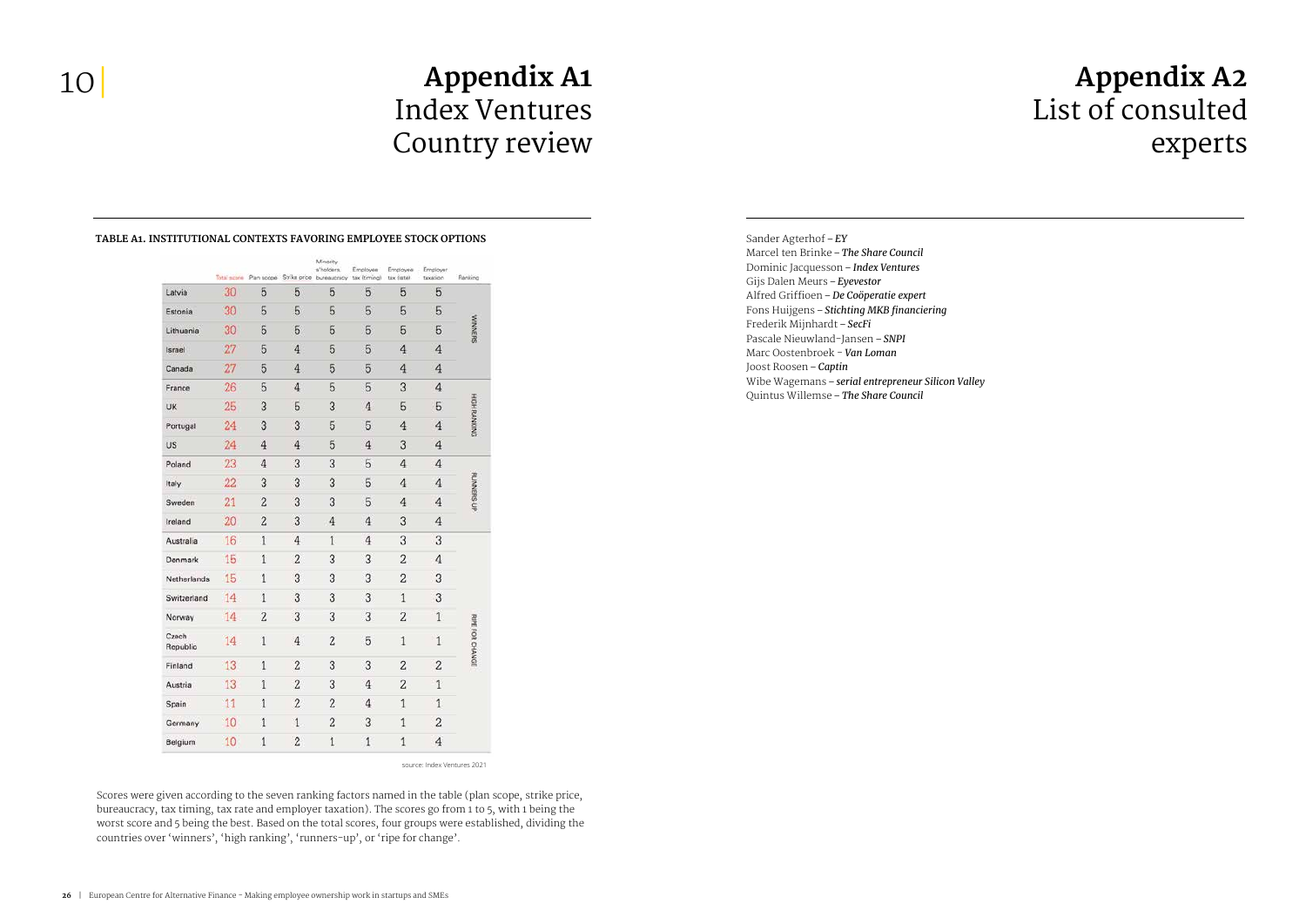# Appendix A1
## Index Ventures Country review

**TABLE A1. INSTITUTIONAL CONTEXTS FAVORING EMPLOYEE STOCK OPTIONS**

| | Total score | Plan scope | Strike price | Minority s'holders, bureaucracy | Employee tax (timing) | Employee tax (rate) | Employer taxation | Ranking |
|---|---|---|---|---|---|---|---|---|
| Latvia | 30 | 5 | 5 | 5 | 5 | 5 | 5 | WINNERS |
| Estonia | 30 | 5 | 5 | 5 | 5 | 5 | 5 | |
| Lithuania | 30 | 5 | 5 | 5 | 5 | 5 | 5 | |
| Israel | 27 | 5 | 4 | 5 | 5 | 4 | 4 | |
| Canada | 27 | 5 | 4 | 5 | 5 | 4 | 4 | |
| France | 26 | 5 | 4 | 5 | 5 | 3 | 4 | HIGH RANKING |
| UK | 25 | 3 | 5 | 3 | 4 | 5 | 5 | |
| Portugal | 24 | 3 | 3 | 5 | 5 | 4 | 4 | |
| US | 24 | 4 | 4 | 5 | 4 | 3 | 4 | |
| Poland | 23 | 4 | 3 | 3 | 5 | 4 | 4 | RUNNERS UP |
| Italy | 22 | 3 | 3 | 3 | 5 | 4 | 4 | |
| Sweden | 21 | 2 | 3 | 3 | 5 | 4 | 4 | |
| Ireland | 20 | 2 | 3 | 4 | 4 | 3 | 4 | |
| Australia | 16 | 1 | 4 | 1 | 4 | 3 | 3 | RIPE FOR CHANGE |
| Denmark | 15 | 1 | 2 | 3 | 3 | 2 | 4 | |
| Netherlands | 15 | 1 | 3 | 3 | 3 | 2 | 3 | |
| Switzerland | 14 | 1 | 3 | 3 | 3 | 1 | 3 | |
| Norway | 14 | 2 | 3 | 3 | 3 | 2 | 1 | |
| Czech Republic | 14 | 1 | 4 | 2 | 5 | 1 | 1 | |
| Finland | 13 | 1 | 2 | 3 | 3 | 2 | 2 | |
| Austria | 13 | 1 | 2 | 3 | 4 | 2 | 1 | |
| Spain | 11 | 1 | 2 | 2 | 4 | 1 | 1 | |
| Germany | 10 | 1 | 1 | 2 | 3 | 1 | 2 | |
| Belgium | 10 | 1 | 2 | 1 | 1 | 1 | 4 | |

source: Index Ventures 2021

Scores were given according to the seven ranking factors named in the table (plan scope, strike price, bureaucracy, tax timing, tax rate and employer taxation). The scores go from 1 to 5, with 1 being the worst score and 5 being the best. Based on the total scores, four groups were established, dividing the countries over 'winners', 'high ranking', 'runners-up', or 'ripe for change'.

# Appendix A2
## List of consulted experts

Sander Agterhof – ***EY***
Marcel ten Brinke – ***The Share Council***
Dominic Jacquesson – ***Index Ventures***
Gijs Dalen Meurs – ***Eyevestor***
Alfred Griffioen – ***De Coöperatie expert***
Fons Huijgens – ***Stichting MKB financiering***
Frederik Mijnhardt – ***SecFi***
Pascale Nieuwland-Jansen – ***SNPI***
Marc Oostenbroek - ***Van Loman***
Joost Roosen – ***Captin***
Wibe Wagemans – ***serial entrepreneur Silicon Valley***
Quintus Willemse – ***The Share Council***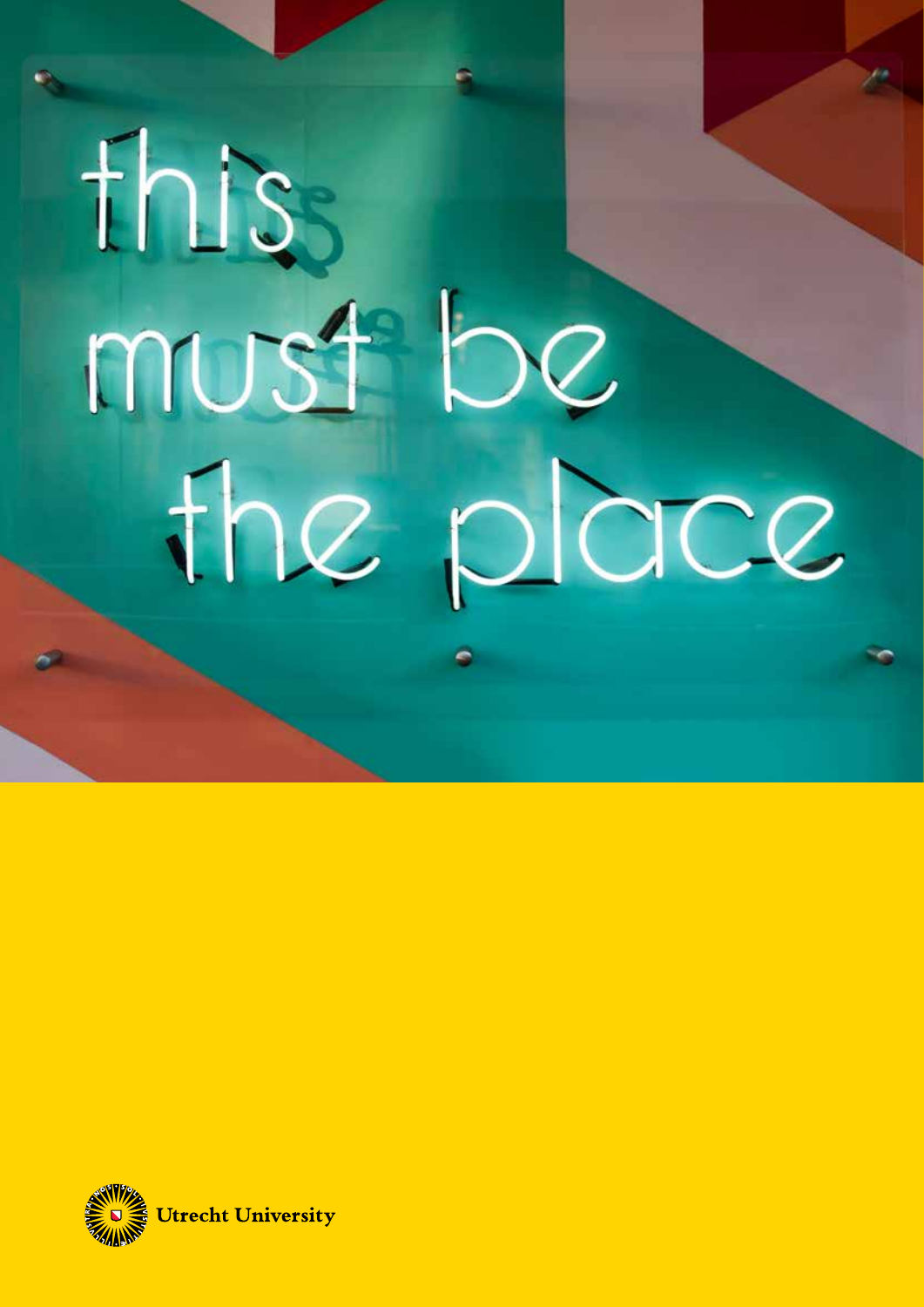this must be the place

Utrecht University